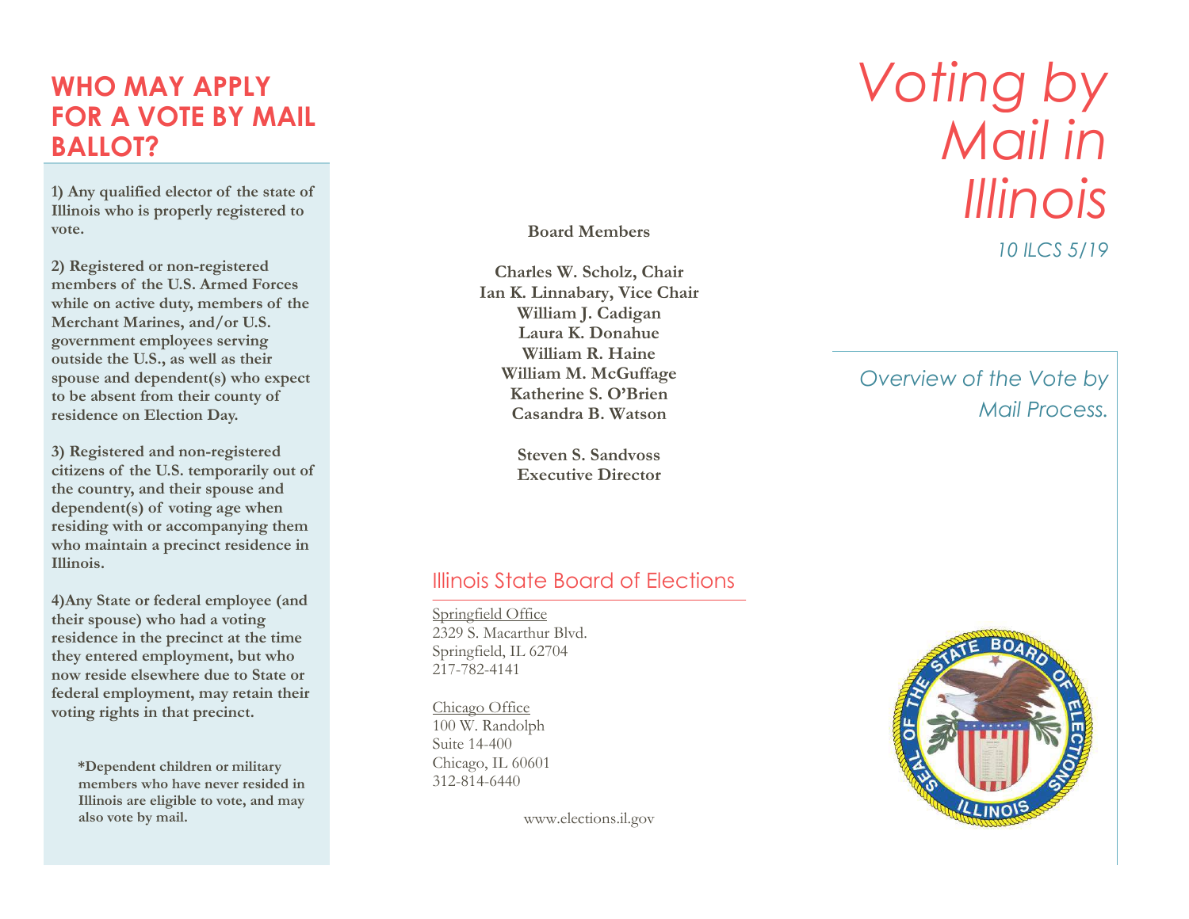## WHO MAY APPLY FOR A VOTE BY MAIL BALLOT?

**1) Any qualified elector of the state of Illinois who is properly registered to vote.**

**2) Registered or non-registered members of the U.S. Armed Forces while on active duty, members of the Merchant Marines, and/or U.S. government employees serving outside the U.S., as well as their spouse and dependent(s) who expect to be absent from their county of residence on Election Day.**

**3) Registered and non-registered citizens of the U.S. temporarily out of the country, and their spouse and dependent(s) of voting age when residing with or accompanying them who maintain a precinct residence in Illinois.**

**4)Any State or federal employee (and their spouse) who had a voting residence in the precinct at the time they entered employment, but who now reside elsewhere due to State or federal employment, may retain their voting rights in that precinct.**

**\*Dependent children or military members who have never resided in Illinois are eligible to vote, and may also vote by mail.**

**Board Members**

**Charles W. Scholz, Chair**
**Ian K. Linnabary, Vice Chair**
**William J. Cadigan**
**Laura K. Donahue**
**William R. Haine**
**William M. McGuffage**
**Katherine S. O'Brien**
**Casandra B. Watson**

**Steven S. Sandvoss**
**Executive Director**

## Illinois State Board of Elections

Springfield Office
2329 S. Macarthur Blvd.
Springfield, IL 62704
217-782-4141

Chicago Office
100 W. Randolph
Suite 14-400
Chicago, IL 60601
312-814-6440

www.elections.il.gov

# *Voting by Mail in Illinois*

*10 ILCS 5/19*

*Overview of the Vote by Mail Process.*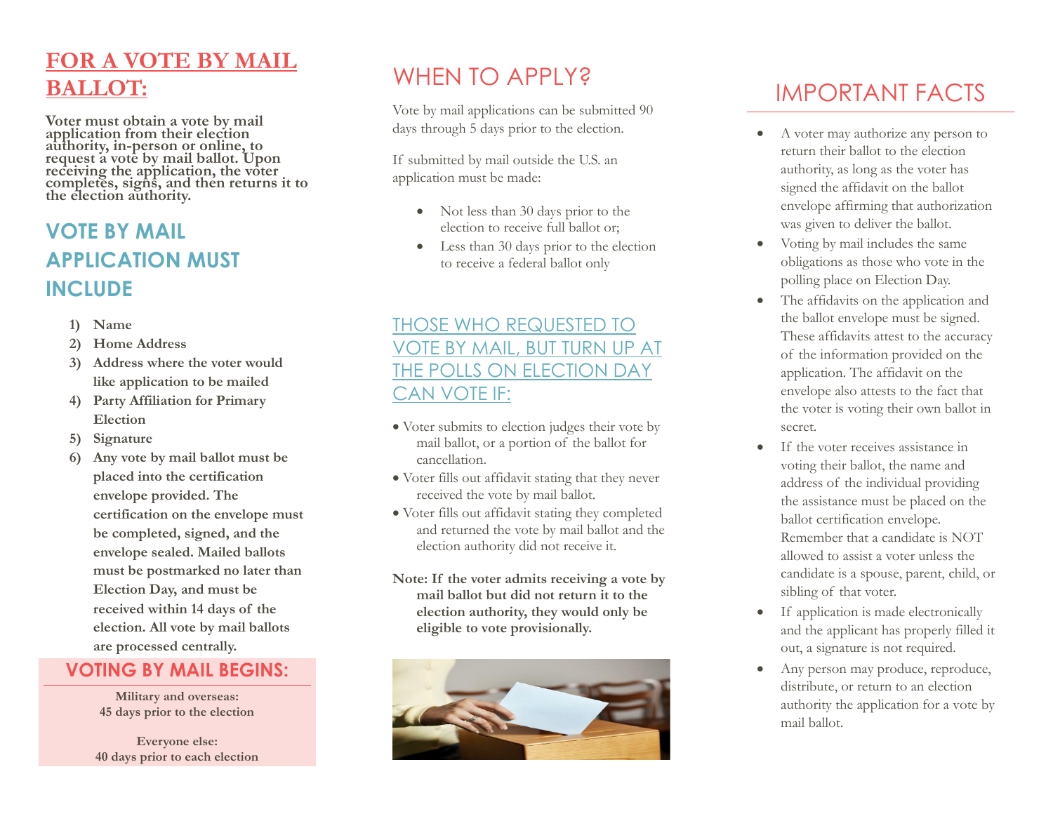# FOR A VOTE BY MAIL BALLOT:

**Voter must obtain a vote by mail application from their election authority, in-person or online, to request a vote by mail ballot. Upon receiving the application, the voter completes, signs, and then returns it to the election authority.**

## VOTE BY MAIL APPLICATION MUST INCLUDE

1) **Name**
2) **Home Address**
3) **Address where the voter would like application to be mailed**
4) **Party Affiliation for Primary Election**
5) **Signature**
6) **Any vote by mail ballot must be placed into the certification envelope provided. The certification on the envelope must be completed, signed, and the envelope sealed. Mailed ballots must be postmarked no later than Election Day, and must be received within 14 days of the election. All vote by mail ballots are processed centrally.**

## VOTING BY MAIL BEGINS:

**Military and overseas:**
**45 days prior to the election**

**Everyone else:**
**40 days prior to each election**

## WHEN TO APPLY?

Vote by mail applications can be submitted 90 days through 5 days prior to the election.

If submitted by mail outside the U.S. an application must be made:

- Not less than 30 days prior to the election to receive full ballot or;
- Less than 30 days prior to the election to receive a federal ballot only

## THOSE WHO REQUESTED TO VOTE BY MAIL, BUT TURN UP AT THE POLLS ON ELECTION DAY CAN VOTE IF:

- Voter submits to election judges their vote by mail ballot, or a portion of the ballot for cancellation.
- Voter fills out affidavit stating that they never received the vote by mail ballot.
- Voter fills out affidavit stating they completed and returned the vote by mail ballot and the election authority did not receive it.

**Note: If the voter admits receiving a vote by mail ballot but did not return it to the election authority, they would only be eligible to vote provisionally.**

## IMPORTANT FACTS

- A voter may authorize any person to return their ballot to the election authority, as long as the voter has signed the affidavit on the ballot envelope affirming that authorization was given to deliver the ballot.
- Voting by mail includes the same obligations as those who vote in the polling place on Election Day.
- The affidavits on the application and the ballot envelope must be signed. These affidavits attest to the accuracy of the information provided on the application. The affidavit on the envelope also attests to the fact that the voter is voting their own ballot in secret.
- If the voter receives assistance in voting their ballot, the name and address of the individual providing the assistance must be placed on the ballot certification envelope. Remember that a candidate is NOT allowed to assist a voter unless the candidate is a spouse, parent, child, or sibling of that voter.
- If application is made electronically and the applicant has properly filled it out, a signature is not required.
- Any person may produce, reproduce, distribute, or return to an election authority the application for a vote by mail ballot.